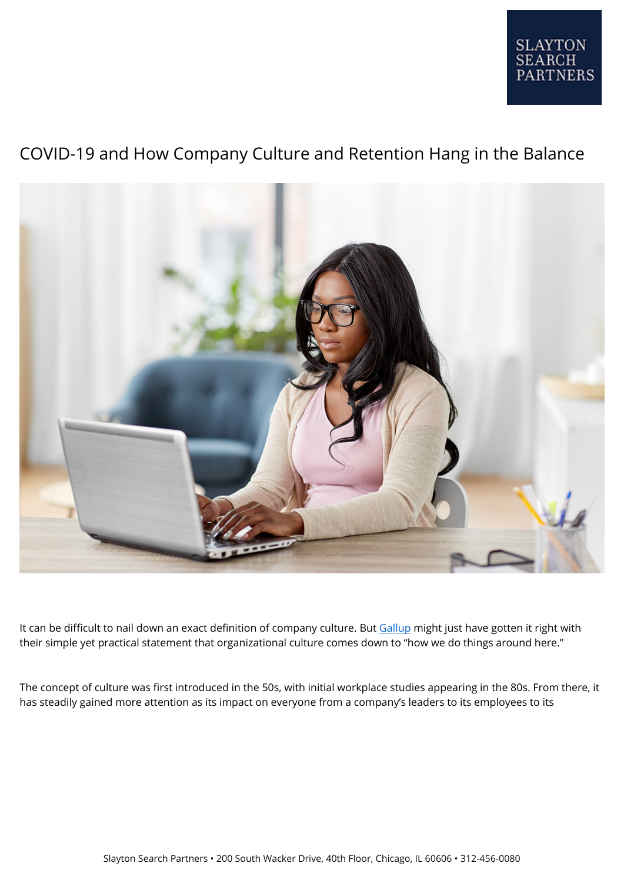# COVID-19 and How Company Culture and Retention Hang in the Balance

It can be difficult to nail down an exact definition of company culture. But [Gallup](#) might just have gotten it right with their simple yet practical statement that organizational culture comes down to "how we do things around here."

The concept of culture was first introduced in the 50s, with initial workplace studies appearing in the 80s. From there, it has steadily gained more attention as its impact on everyone from a company's leaders to its employees to its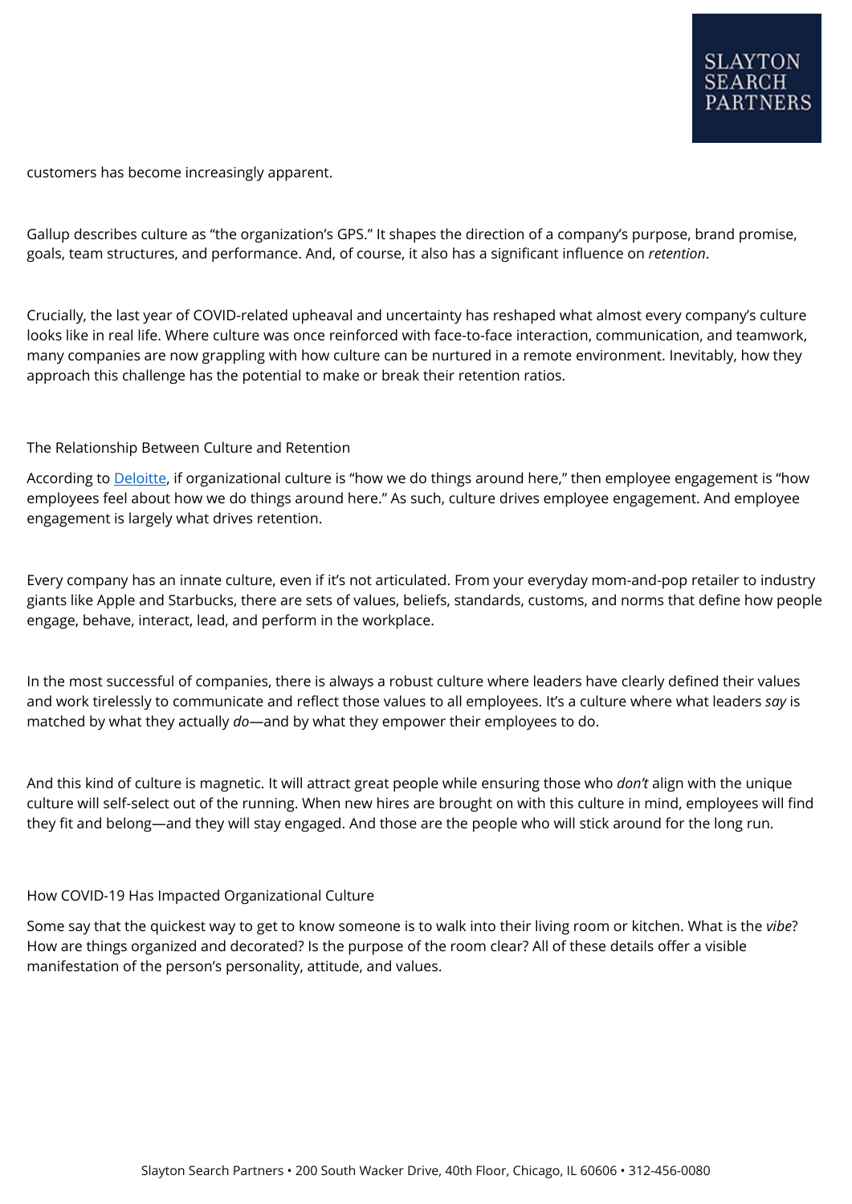customers has become increasingly apparent.

Gallup describes culture as "the organization's GPS." It shapes the direction of a company's purpose, brand promise, goals, team structures, and performance. And, of course, it also has a significant influence on *retention*.

Crucially, the last year of COVID-related upheaval and uncertainty has reshaped what almost every company's culture looks like in real life. Where culture was once reinforced with face-to-face interaction, communication, and teamwork, many companies are now grappling with how culture can be nurtured in a remote environment. Inevitably, how they approach this challenge has the potential to make or break their retention ratios.

## The Relationship Between Culture and Retention

According to Deloitte, if organizational culture is "how we do things around here," then employee engagement is "how employees feel about how we do things around here." As such, culture drives employee engagement. And employee engagement is largely what drives retention.

Every company has an innate culture, even if it's not articulated. From your everyday mom-and-pop retailer to industry giants like Apple and Starbucks, there are sets of values, beliefs, standards, customs, and norms that define how people engage, behave, interact, lead, and perform in the workplace.

In the most successful of companies, there is always a robust culture where leaders have clearly defined their values and work tirelessly to communicate and reflect those values to all employees. It's a culture where what leaders *say* is matched by what they actually *do*—and by what they empower their employees to do.

And this kind of culture is magnetic. It will attract great people while ensuring those who *don't* align with the unique culture will self-select out of the running. When new hires are brought on with this culture in mind, employees will find they fit and belong—and they will stay engaged. And those are the people who will stick around for the long run.

## How COVID-19 Has Impacted Organizational Culture

Some say that the quickest way to get to know someone is to walk into their living room or kitchen. What is the *vibe*? How are things organized and decorated? Is the purpose of the room clear? All of these details offer a visible manifestation of the person's personality, attitude, and values.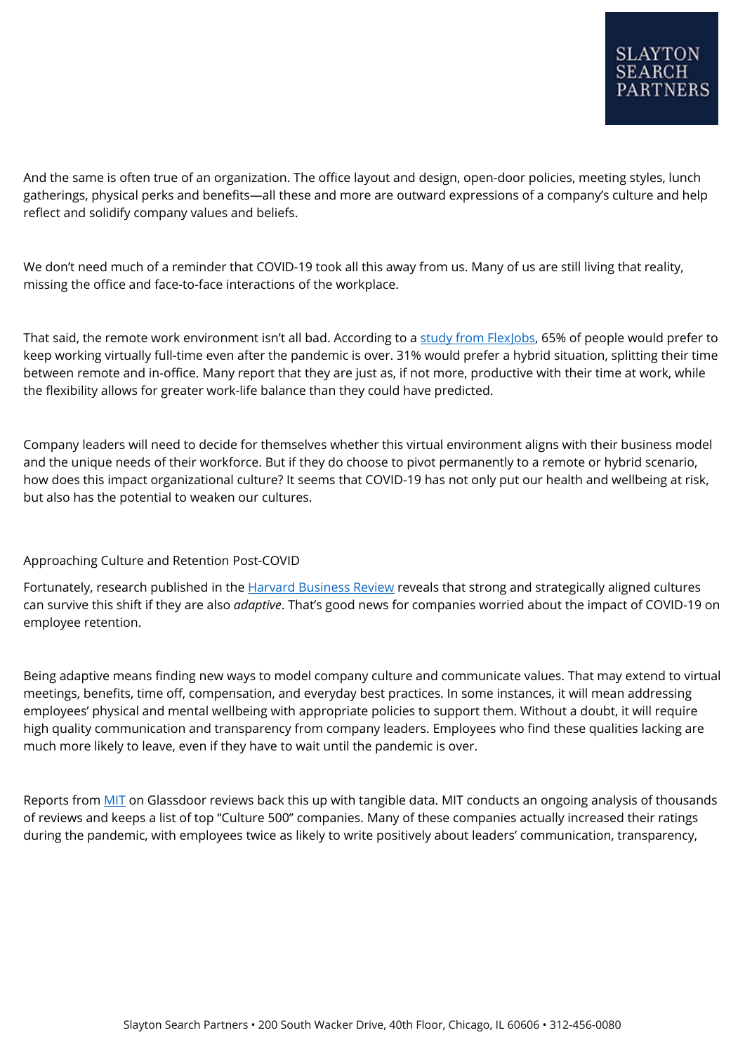And the same is often true of an organization. The office layout and design, open-door policies, meeting styles, lunch gatherings, physical perks and benefits—all these and more are outward expressions of a company's culture and help reflect and solidify company values and beliefs.

We don't need much of a reminder that COVID-19 took all this away from us. Many of us are still living that reality, missing the office and face-to-face interactions of the workplace.

That said, the remote work environment isn't all bad. According to a [study from FlexJobs](), 65% of people would prefer to keep working virtually full-time even after the pandemic is over. 31% would prefer a hybrid situation, splitting their time between remote and in-office. Many report that they are just as, if not more, productive with their time at work, while the flexibility allows for greater work-life balance than they could have predicted.

Company leaders will need to decide for themselves whether this virtual environment aligns with their business model and the unique needs of their workforce. But if they do choose to pivot permanently to a remote or hybrid scenario, how does this impact organizational culture? It seems that COVID-19 has not only put our health and wellbeing at risk, but also has the potential to weaken our cultures.

## Approaching Culture and Retention Post-COVID

Fortunately, research published in the [Harvard Business Review]() reveals that strong and strategically aligned cultures can survive this shift if they are also *adaptive*. That's good news for companies worried about the impact of COVID-19 on employee retention.

Being adaptive means finding new ways to model company culture and communicate values. That may extend to virtual meetings, benefits, time off, compensation, and everyday best practices. In some instances, it will mean addressing employees' physical and mental wellbeing with appropriate policies to support them. Without a doubt, it will require high quality communication and transparency from company leaders. Employees who find these qualities lacking are much more likely to leave, even if they have to wait until the pandemic is over.

Reports from [MIT]() on Glassdoor reviews back this up with tangible data. MIT conducts an ongoing analysis of thousands of reviews and keeps a list of top "Culture 500" companies. Many of these companies actually increased their ratings during the pandemic, with employees twice as likely to write positively about leaders' communication, transparency,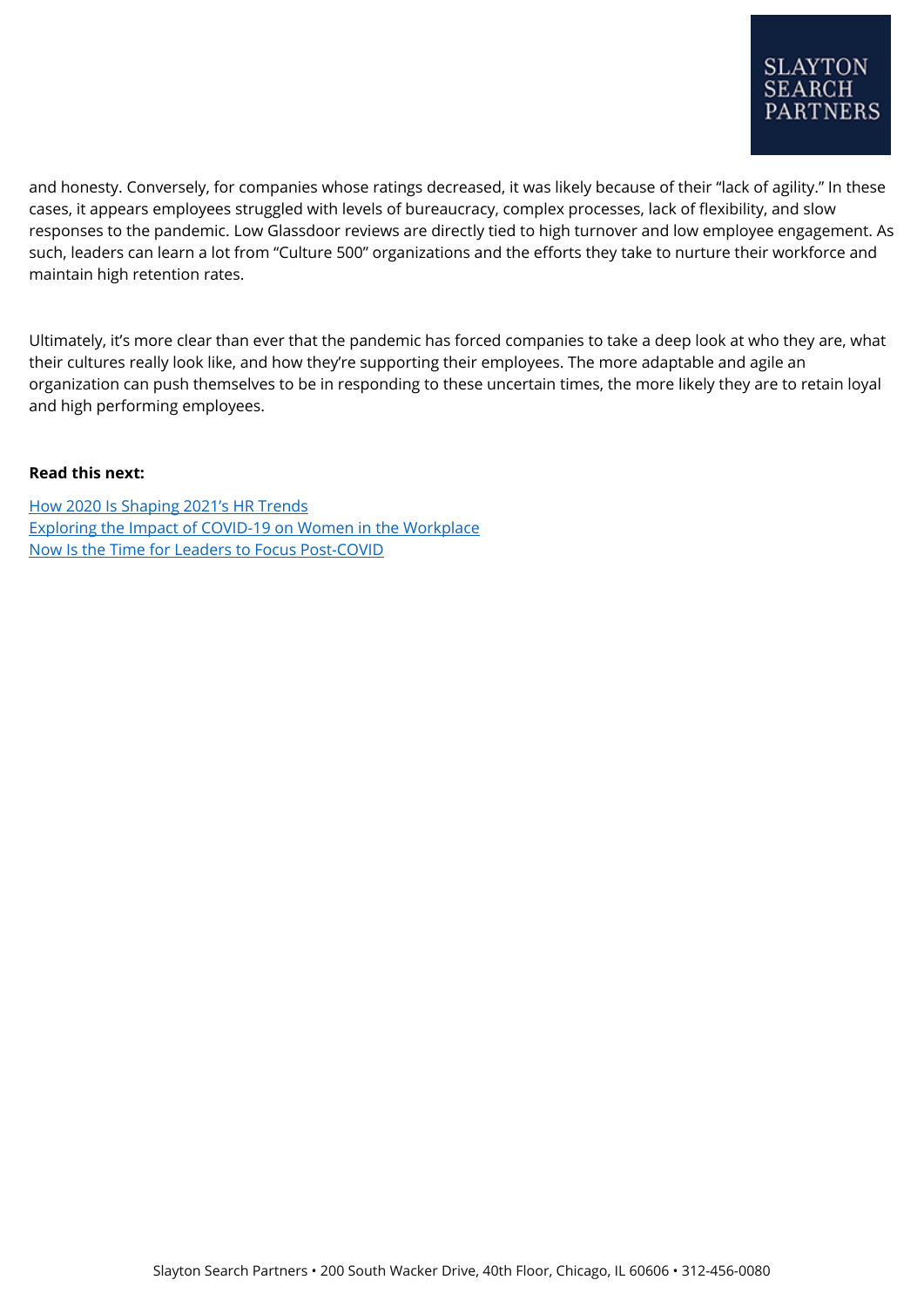and honesty. Conversely, for companies whose ratings decreased, it was likely because of their "lack of agility." In these cases, it appears employees struggled with levels of bureaucracy, complex processes, lack of flexibility, and slow responses to the pandemic. Low Glassdoor reviews are directly tied to high turnover and low employee engagement. As such, leaders can learn a lot from "Culture 500" organizations and the efforts they take to nurture their workforce and maintain high retention rates.

Ultimately, it's more clear than ever that the pandemic has forced companies to take a deep look at who they are, what their cultures really look like, and how they're supporting their employees. The more adaptable and agile an organization can push themselves to be in responding to these uncertain times, the more likely they are to retain loyal and high performing employees.

**Read this next:**

How 2020 Is Shaping 2021's HR Trends
Exploring the Impact of COVID-19 on Women in the Workplace
Now Is the Time for Leaders to Focus Post-COVID